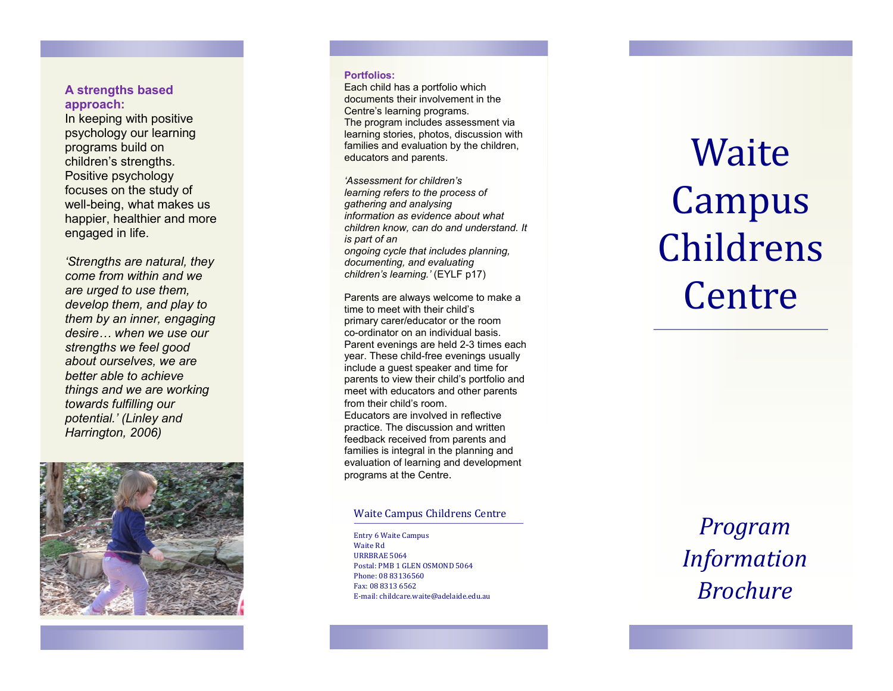### A strengths based approach:

In keeping with positive psychology our learning programs build on children's strengths. Positive psychology focuses on the study of well-being, what makes us happier, healthier and more engaged in life.

*'Strengths are natural, they come from within and we are urged to use them, develop them, and play to them by an inner, engaging desire… when we use our strengths we feel good about ourselves, we are better able to achieve things and we are working towards fulfilling our potential.' (Linley and Harrington, 2006)*

### Portfolios:

Each child has a portfolio which documents their involvement in the Centre's learning programs.
The program includes assessment via learning stories, photos, discussion with families and evaluation by the children, educators and parents.

*'Assessment for children's learning refers to the process of gathering and analysing information as evidence about what children know, can do and understand. It is part of an ongoing cycle that includes planning, documenting, and evaluating children's learning.'* (EYLF p17)

Parents are always welcome to make a time to meet with their child's primary carer/educator or the room co-ordinator on an individual basis.
Parent evenings are held 2-3 times each year. These child-free evenings usually include a guest speaker and time for parents to view their child's portfolio and meet with educators and other parents from their child's room.
Educators are involved in reflective practice. The discussion and written feedback received from parents and families is integral in the planning and evaluation of learning and development programs at the Centre.

**Waite Campus Childrens Centre**

Entry 6 Waite Campus
Waite Rd
URRBRAE 5064
Postal: PMB 1 GLEN OSMOND 5064
Phone: 08 83136560
Fax: 08 8313 6562
E-mail: childcare.waite@adelaide.edu.au

# Waite Campus Childrens Centre

*Program Information Brochure*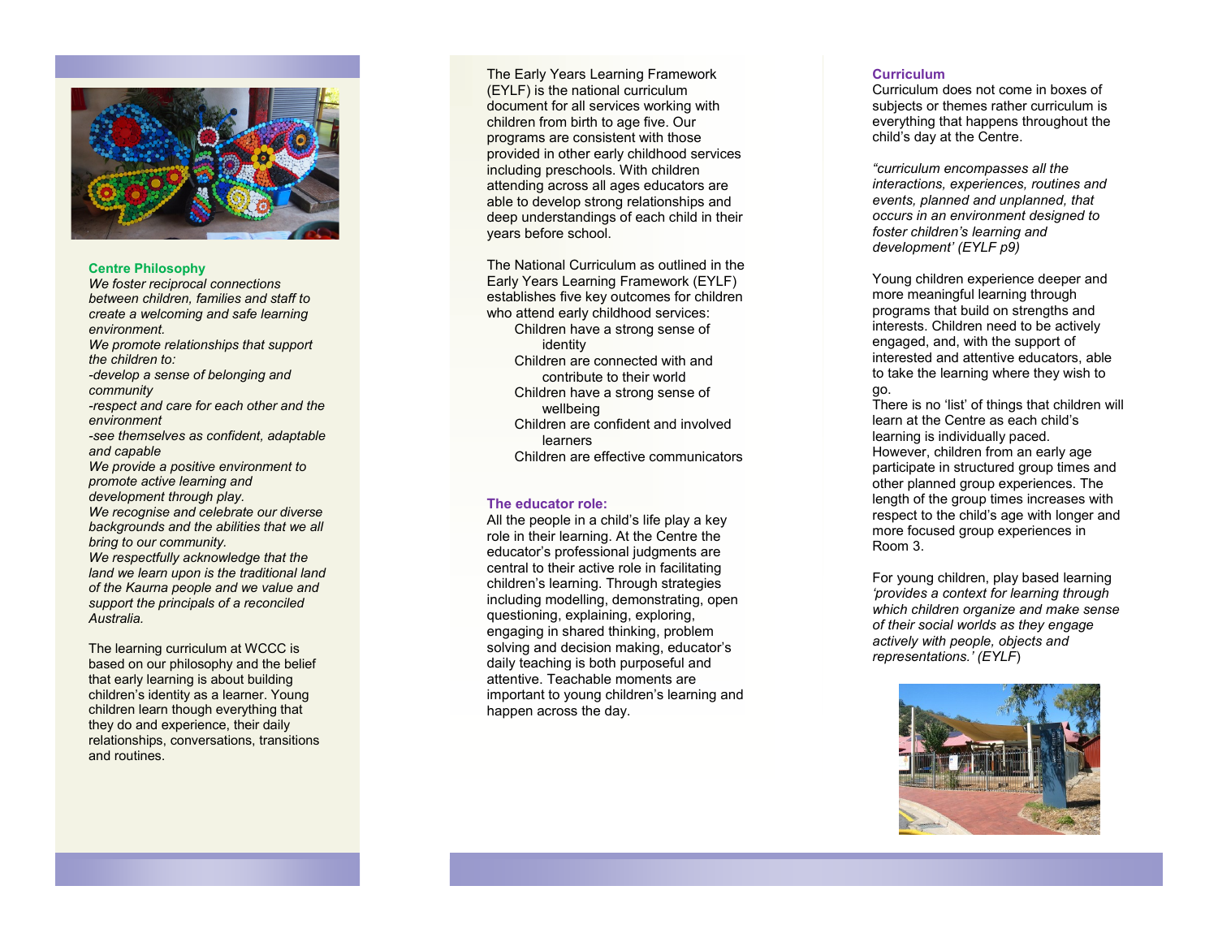## Centre Philosophy

*We foster reciprocal connections between children, families and staff to create a welcoming and safe learning environment.*
*We promote relationships that support the children to:*
*-develop a sense of belonging and community*
*-respect and care for each other and the environment*
*-see themselves as confident, adaptable and capable*
*We provide a positive environment to promote active learning and development through play.*
*We recognise and celebrate our diverse backgrounds and the abilities that we all bring to our community.*
*We respectfully acknowledge that the land we learn upon is the traditional land of the Kaurna people and we value and support the principals of a reconciled Australia.*

The learning curriculum at WCCC is based on our philosophy and the belief that early learning is about building children's identity as a learner. Young children learn though everything that they do and experience, their daily relationships, conversations, transitions and routines.

The Early Years Learning Framework (EYLF) is the national curriculum document for all services working with children from birth to age five. Our programs are consistent with those provided in other early childhood services including preschools. With children attending across all ages educators are able to develop strong relationships and deep understandings of each child in their years before school.

The National Curriculum as outlined in the Early Years Learning Framework (EYLF) establishes five key outcomes for children who attend early childhood services:

- Children have a strong sense of identity
- Children are connected with and contribute to their world
- Children have a strong sense of wellbeing
- Children are confident and involved learners
- Children are effective communicators

## The educator role:

All the people in a child's life play a key role in their learning. At the Centre the educator's professional judgments are central to their active role in facilitating children's learning. Through strategies including modelling, demonstrating, open questioning, explaining, exploring, engaging in shared thinking, problem solving and decision making, educator's daily teaching is both purposeful and attentive. Teachable moments are important to young children's learning and happen across the day.

## Curriculum

Curriculum does not come in boxes of subjects or themes rather curriculum is everything that happens throughout the child's day at the Centre.

*"curriculum encompasses all the interactions, experiences, routines and events, planned and unplanned, that occurs in an environment designed to foster children's learning and development' (EYLF p9)*

Young children experience deeper and more meaningful learning through programs that build on strengths and interests. Children need to be actively engaged, and, with the support of interested and attentive educators, able to take the learning where they wish to go.
There is no 'list' of things that children will learn at the Centre as each child's learning is individually paced.
However, children from an early age participate in structured group times and other planned group experiences. The length of the group times increases with respect to the child's age with longer and more focused group experiences in Room 3.

For young children, play based learning *'provides a context for learning through which children organize and make sense of their social worlds as they engage actively with people, objects and representations.' (EYLF)*